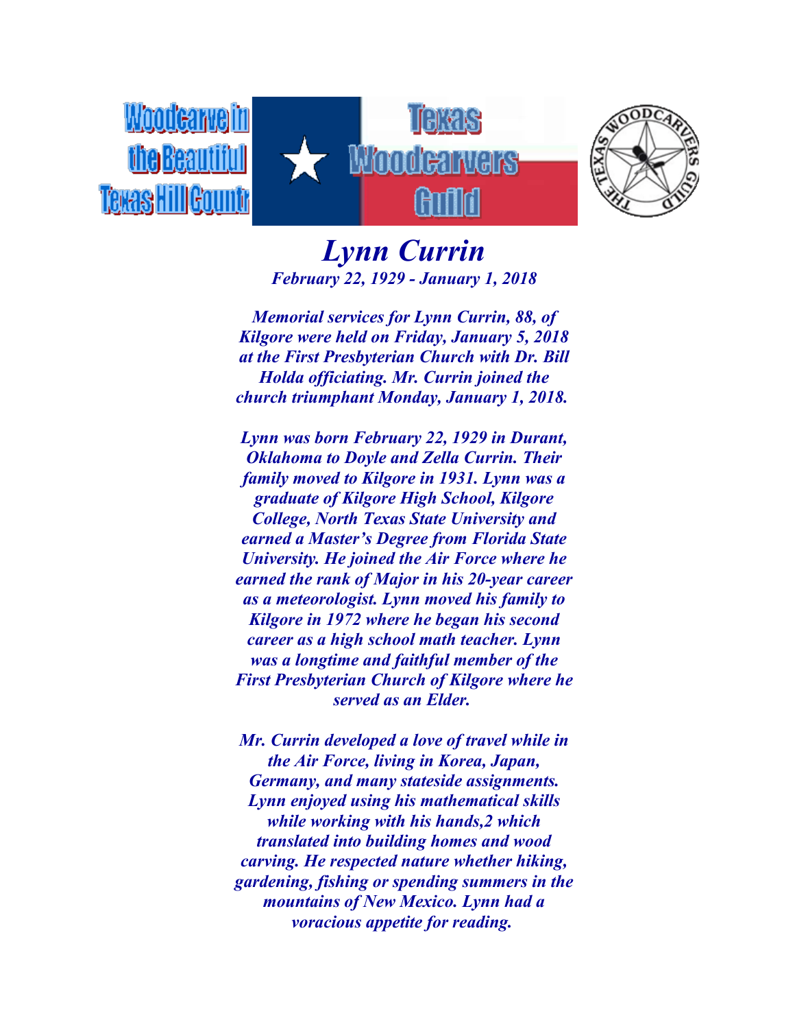Woodcarve in the Beautiful Texas Hill Country

Texas Woodcarvers Guild

# *Lynn Currin*

***February 22, 1929 - January 1, 2018***

***Memorial services for Lynn Currin, 88, of Kilgore were held on Friday, January 5, 2018 at the First Presbyterian Church with Dr. Bill Holda officiating. Mr. Currin joined the church triumphant Monday, January 1, 2018.***

***Lynn was born February 22, 1929 in Durant, Oklahoma to Doyle and Zella Currin. Their family moved to Kilgore in 1931. Lynn was a graduate of Kilgore High School, Kilgore College, North Texas State University and earned a Master's Degree from Florida State University. He joined the Air Force where he earned the rank of Major in his 20-year career as a meteorologist. Lynn moved his family to Kilgore in 1972 where he began his second career as a high school math teacher. Lynn was a longtime and faithful member of the First Presbyterian Church of Kilgore where he served as an Elder.***

***Mr. Currin developed a love of travel while in the Air Force, living in Korea, Japan, Germany, and many stateside assignments. Lynn enjoyed using his mathematical skills while working with his hands,2 which translated into building homes and wood carving. He respected nature whether hiking, gardening, fishing or spending summers in the mountains of New Mexico. Lynn had a voracious appetite for reading.***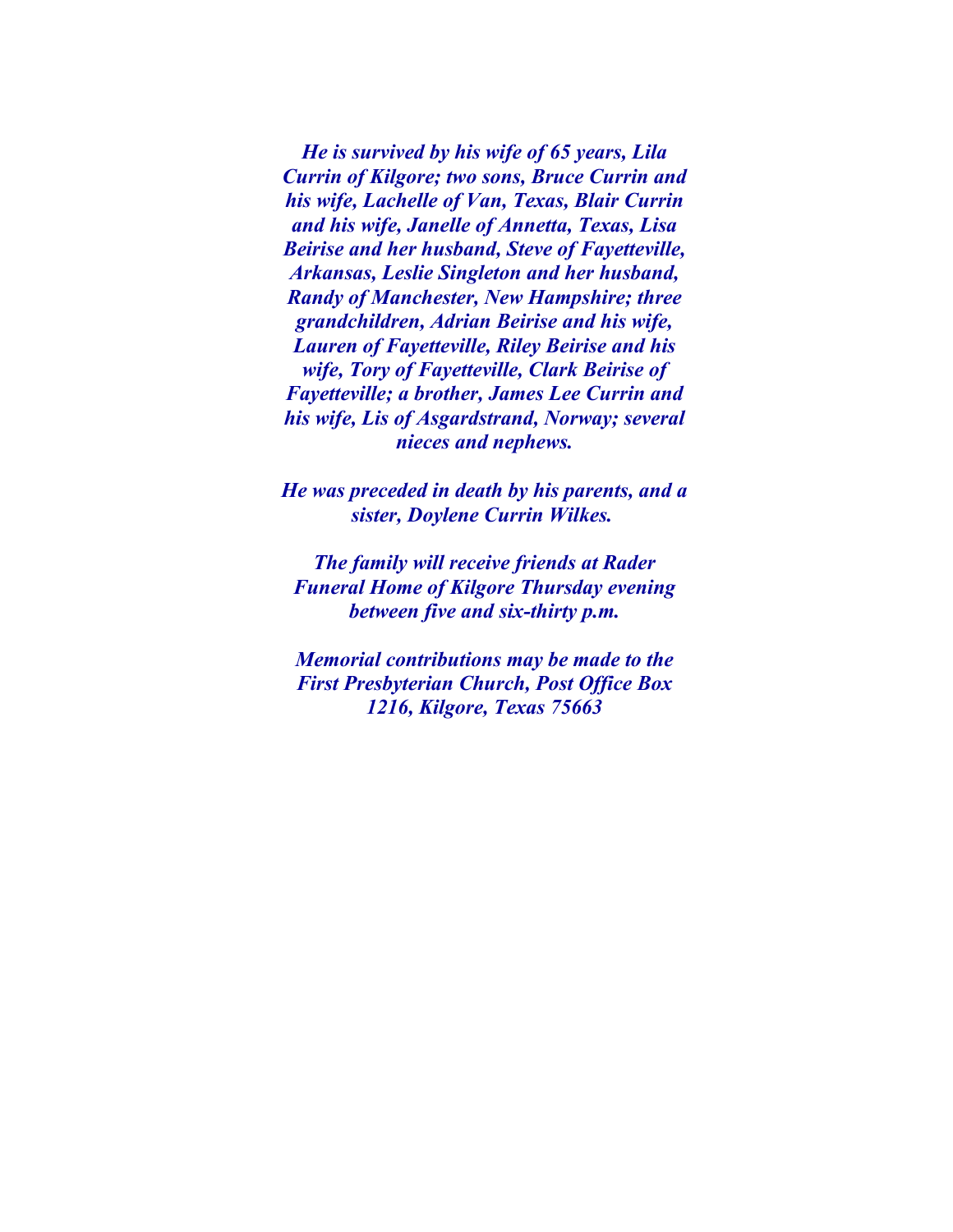***He is survived by his wife of 65 years, Lila Currin of Kilgore; two sons, Bruce Currin and his wife, Lachelle of Van, Texas, Blair Currin and his wife, Janelle of Annetta, Texas, Lisa Beirise and her husband, Steve of Fayetteville, Arkansas, Leslie Singleton and her husband, Randy of Manchester, New Hampshire; three grandchildren, Adrian Beirise and his wife, Lauren of Fayetteville, Riley Beirise and his wife, Tory of Fayetteville, Clark Beirise of Fayetteville; a brother, James Lee Currin and his wife, Lis of Asgardstrand, Norway; several nieces and nephews.***

***He was preceded in death by his parents, and a sister, Doylene Currin Wilkes.***

***The family will receive friends at Rader Funeral Home of Kilgore Thursday evening between five and six-thirty p.m.***

***Memorial contributions may be made to the First Presbyterian Church, Post Office Box 1216, Kilgore, Texas 75663***